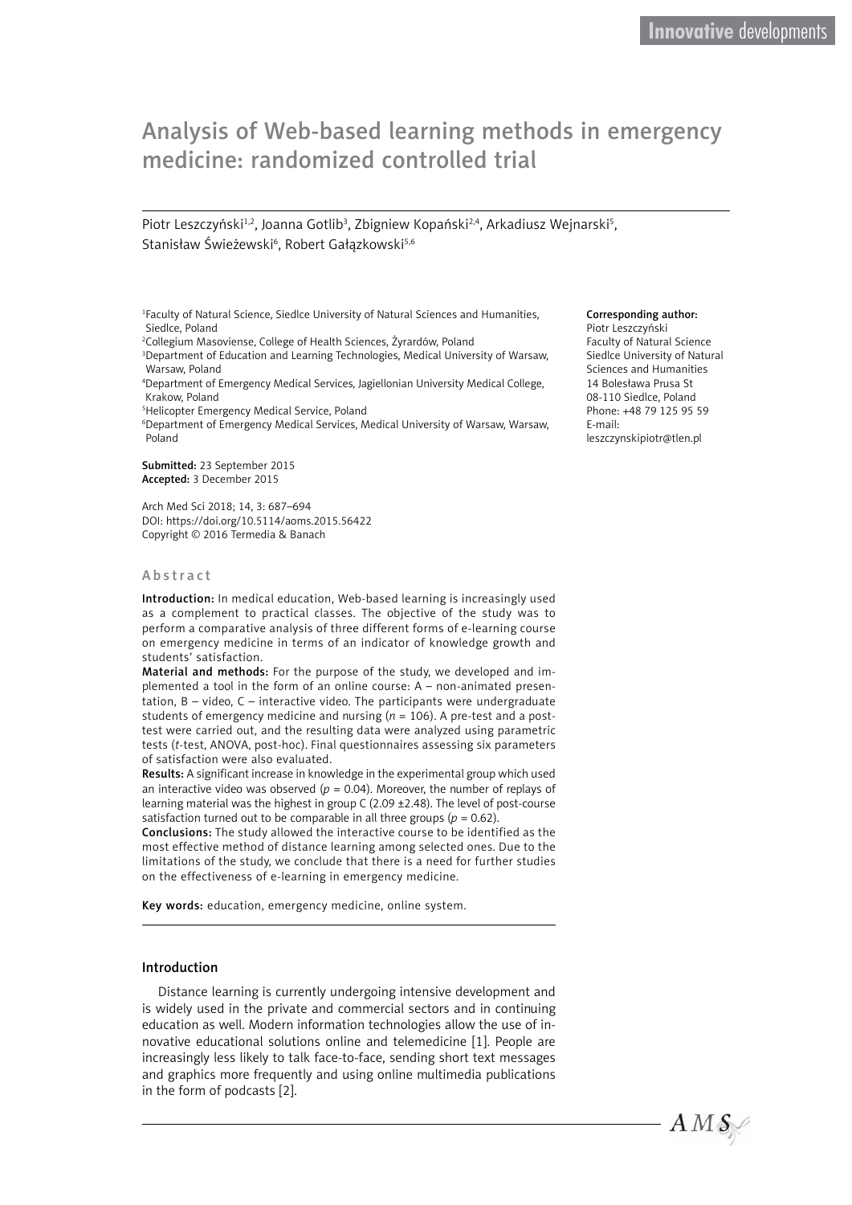# Analysis of Web-based learning methods in emergency medicine: randomized controlled trial

Piotr Leszczyński[1,2], Joanna Gotlib[3], Zbigniew Kopański[2,4], Arkadiusz Wejnarski[5], Stanisław Świeżewski[6], Robert Gałązkowski[5,6]

[1]Faculty of Natural Science, Siedlce University of Natural Sciences and Humanities, Siedlce, Poland
[2]Collegium Masoviense, College of Health Sciences, Żyrardów, Poland
[3]Department of Education and Learning Technologies, Medical University of Warsaw, Warsaw, Poland
[4]Department of Emergency Medical Services, Jagiellonian University Medical College, Krakow, Poland
[5]Helicopter Emergency Medical Service, Poland
[6]Department of Emergency Medical Services, Medical University of Warsaw, Warsaw, Poland

**Submitted:** 23 September 2015
**Accepted:** 3 December 2015

Arch Med Sci 2018; 14, 3: 687–694
DOI: https://doi.org/10.5114/aoms.2015.56422
Copyright © 2016 Termedia & Banach

**Corresponding author:**
Piotr Leszczyński
Faculty of Natural Science
Siedlce University of Natural Sciences and Humanities
14 Bolesława Prusa St
08-110 Siedlce, Poland
Phone: +48 79 125 95 59
E-mail: leszczynskipiotr@tlen.pl

## Abstract

**Introduction:** In medical education, Web-based learning is increasingly used as a complement to practical classes. The objective of the study was to perform a comparative analysis of three different forms of e-learning course on emergency medicine in terms of an indicator of knowledge growth and students' satisfaction.

**Material and methods:** For the purpose of the study, we developed and implemented a tool in the form of an online course: A – non-animated presentation, B – video, C – interactive video. The participants were undergraduate students of emergency medicine and nursing ($n$ = 106). A pre-test and a post-test were carried out, and the resulting data were analyzed using parametric tests ($t$-test, ANOVA, post-hoc). Final questionnaires assessing six parameters of satisfaction were also evaluated.

**Results:** A significant increase in knowledge in the experimental group which used an interactive video was observed ($p$ = 0.04). Moreover, the number of replays of learning material was the highest in group C (2.09 ±2.48). The level of post-course satisfaction turned out to be comparable in all three groups ($p$ = 0.62).

**Conclusions:** The study allowed the interactive course to be identified as the most effective method of distance learning among selected ones. Due to the limitations of the study, we conclude that there is a need for further studies on the effectiveness of e-learning in emergency medicine.

**Key words:** education, emergency medicine, online system.

## Introduction

Distance learning is currently undergoing intensive development and is widely used in the private and commercial sectors and in continuing education as well. Modern information technologies allow the use of innovative educational solutions online and telemedicine [1]. People are increasingly less likely to talk face-to-face, sending short text messages and graphics more frequently and using online multimedia publications in the form of podcasts [2].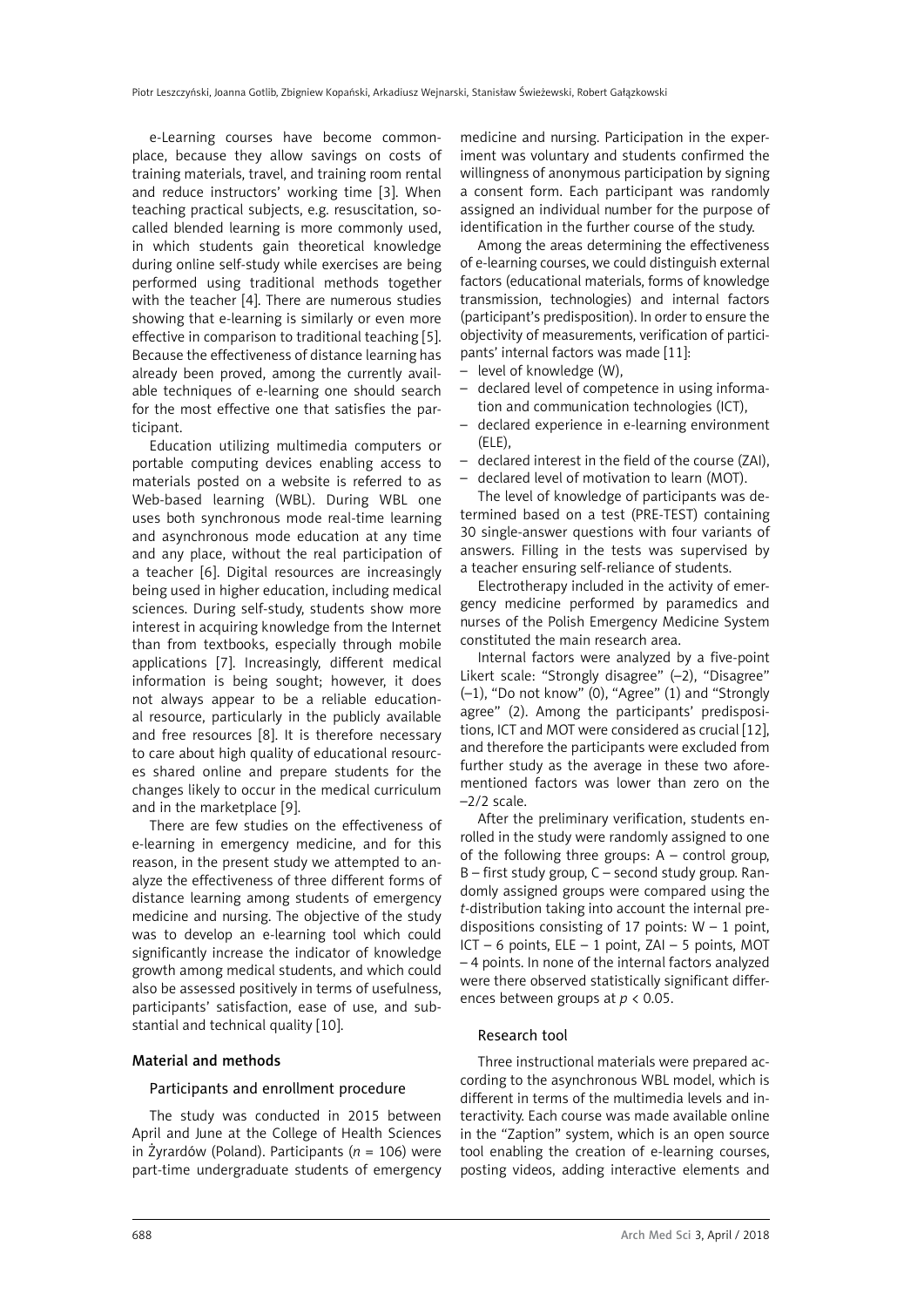e-Learning courses have become commonplace, because they allow savings on costs of training materials, travel, and training room rental and reduce instructors' working time [3]. When teaching practical subjects, e.g. resuscitation, so-called blended learning is more commonly used, in which students gain theoretical knowledge during online self-study while exercises are being performed using traditional methods together with the teacher [4]. There are numerous studies showing that e-learning is similarly or even more effective in comparison to traditional teaching [5]. Because the effectiveness of distance learning has already been proved, among the currently available techniques of e-learning one should search for the most effective one that satisfies the participant.

Education utilizing multimedia computers or portable computing devices enabling access to materials posted on a website is referred to as Web-based learning (WBL). During WBL one uses both synchronous mode real-time learning and asynchronous mode education at any time and any place, without the real participation of a teacher [6]. Digital resources are increasingly being used in higher education, including medical sciences. During self-study, students show more interest in acquiring knowledge from the Internet than from textbooks, especially through mobile applications [7]. Increasingly, different medical information is being sought; however, it does not always appear to be a reliable educational resource, particularly in the publicly available and free resources [8]. It is therefore necessary to care about high quality of educational resources shared online and prepare students for the changes likely to occur in the medical curriculum and in the marketplace [9].

There are few studies on the effectiveness of e-learning in emergency medicine, and for this reason, in the present study we attempted to analyze the effectiveness of three different forms of distance learning among students of emergency medicine and nursing. The objective of the study was to develop an e-learning tool which could significantly increase the indicator of knowledge growth among medical students, and which could also be assessed positively in terms of usefulness, participants' satisfaction, ease of use, and substantial and technical quality [10].

## Material and methods

### Participants and enrollment procedure

The study was conducted in 2015 between April and June at the College of Health Sciences in Żyrardów (Poland). Participants ($n$ = 106) were part-time undergraduate students of emergency medicine and nursing. Participation in the experiment was voluntary and students confirmed the willingness of anonymous participation by signing a consent form. Each participant was randomly assigned an individual number for the purpose of identification in the further course of the study.

Among the areas determining the effectiveness of e-learning courses, we could distinguish external factors (educational materials, forms of knowledge transmission, technologies) and internal factors (participant's predisposition). In order to ensure the objectivity of measurements, verification of participants' internal factors was made [11]:

- level of knowledge (W),
- declared level of competence in using information and communication technologies (ICT),
- declared experience in e-learning environment (ELE),
- declared interest in the field of the course (ZAI),
- declared level of motivation to learn (MOT).

The level of knowledge of participants was determined based on a test (PRE-TEST) containing 30 single-answer questions with four variants of answers. Filling in the tests was supervised by a teacher ensuring self-reliance of students.

Electrotherapy included in the activity of emergency medicine performed by paramedics and nurses of the Polish Emergency Medicine System constituted the main research area.

Internal factors were analyzed by a five-point Likert scale: "Strongly disagree" (–2), "Disagree" (–1), "Do not know" (0), "Agree" (1) and "Strongly agree" (2). Among the participants' predispositions, ICT and MOT were considered as crucial [12], and therefore the participants were excluded from further study as the average in these two aforementioned factors was lower than zero on the –2/2 scale.

After the preliminary verification, students enrolled in the study were randomly assigned to one of the following three groups: A – control group, B – first study group, C – second study group. Randomly assigned groups were compared using the $t$-distribution taking into account the internal predispositions consisting of 17 points: W – 1 point, ICT – 6 points, ELE – 1 point, ZAI – 5 points, MOT – 4 points. In none of the internal factors analyzed were there observed statistically significant differences between groups at $p < 0.05$.

### Research tool

Three instructional materials were prepared according to the asynchronous WBL model, which is different in terms of the multimedia levels and interactivity. Each course was made available online in the "Zaption" system, which is an open source tool enabling the creation of e-learning courses, posting videos, adding interactive elements and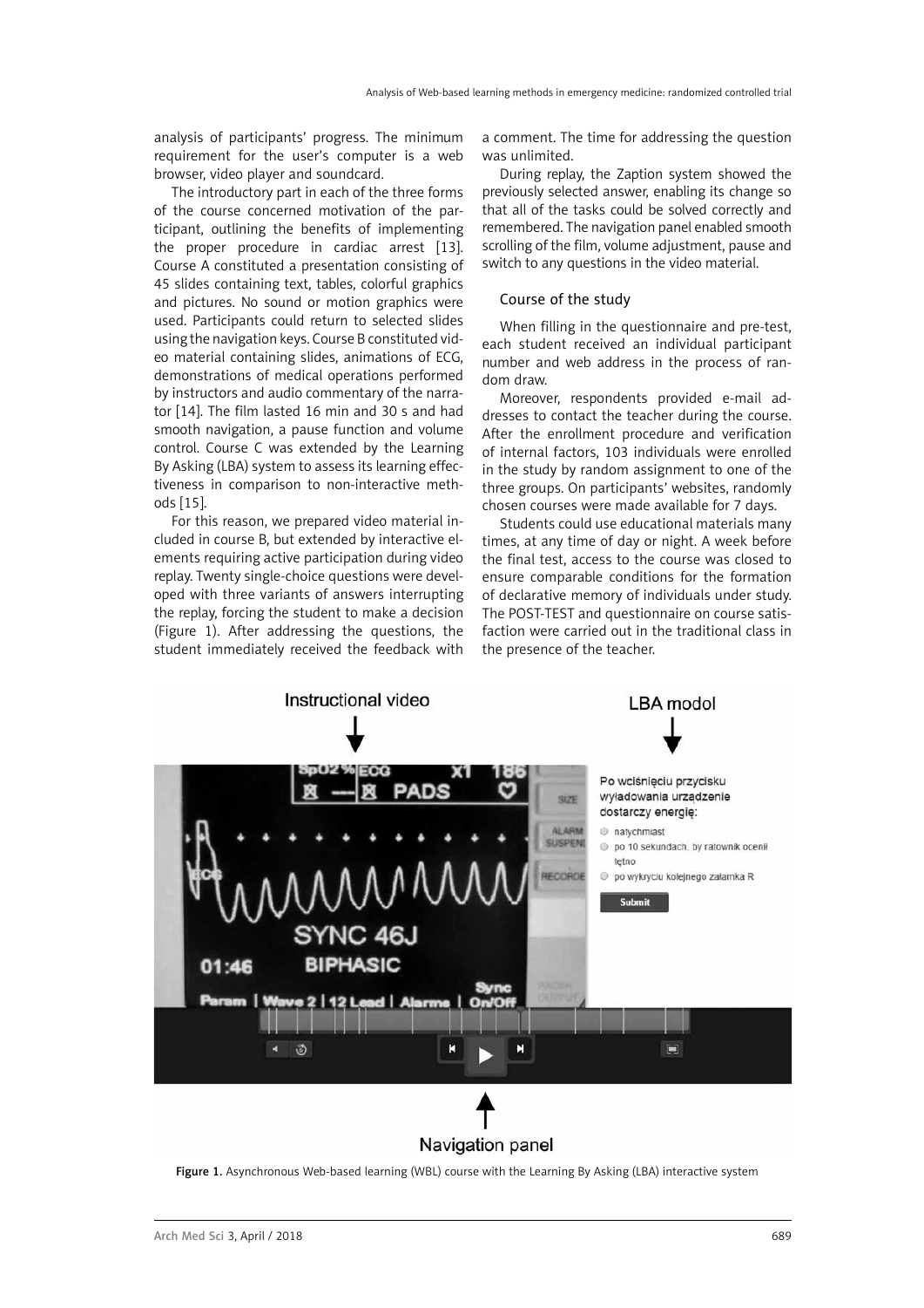analysis of participants' progress. The minimum requirement for the user's computer is a web browser, video player and soundcard.

The introductory part in each of the three forms of the course concerned motivation of the participant, outlining the benefits of implementing the proper procedure in cardiac arrest [13]. Course A constituted a presentation consisting of 45 slides containing text, tables, colorful graphics and pictures. No sound or motion graphics were used. Participants could return to selected slides using the navigation keys. Course B constituted video material containing slides, animations of ECG, demonstrations of medical operations performed by instructors and audio commentary of the narrator [14]. The film lasted 16 min and 30 s and had smooth navigation, a pause function and volume control. Course C was extended by the Learning By Asking (LBA) system to assess its learning effectiveness in comparison to non-interactive methods [15].

For this reason, we prepared video material included in course B, but extended by interactive elements requiring active participation during video replay. Twenty single-choice questions were developed with three variants of answers interrupting the replay, forcing the student to make a decision (Figure 1). After addressing the questions, the student immediately received the feedback with a comment. The time for addressing the question was unlimited.

During replay, the Zaption system showed the previously selected answer, enabling its change so that all of the tasks could be solved correctly and remembered. The navigation panel enabled smooth scrolling of the film, volume adjustment, pause and switch to any questions in the video material.

### Course of the study

When filling in the questionnaire and pre-test, each student received an individual participant number and web address in the process of random draw.

Moreover, respondents provided e-mail addresses to contact the teacher during the course. After the enrollment procedure and verification of internal factors, 103 individuals were enrolled in the study by random assignment to one of the three groups. On participants' websites, randomly chosen courses were made available for 7 days.

Students could use educational materials many times, at any time of day or night. A week before the final test, access to the course was closed to ensure comparable conditions for the formation of declarative memory of individuals under study. The POST-TEST and questionnaire on course satisfaction were carried out in the traditional class in the presence of the teacher.

Figure 1. Asynchronous Web-based learning (WBL) course with the Learning By Asking (LBA) interactive system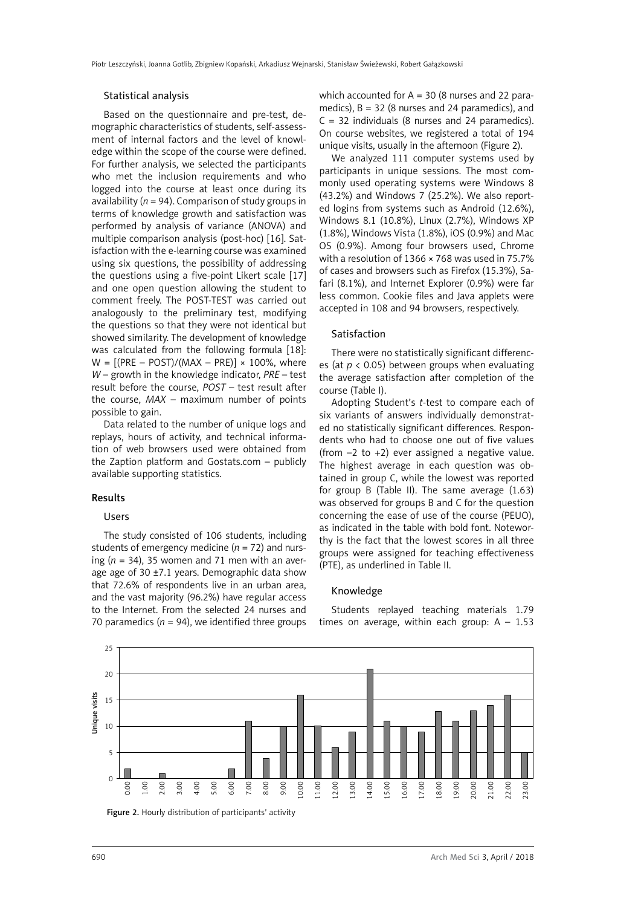### Statistical analysis

Based on the questionnaire and pre-test, demographic characteristics of students, self-assessment of internal factors and the level of knowledge within the scope of the course were defined. For further analysis, we selected the participants who met the inclusion requirements and who logged into the course at least once during its availability ($n = 94$). Comparison of study groups in terms of knowledge growth and satisfaction was performed by analysis of variance (ANOVA) and multiple comparison analysis (post-hoc) [16]. Satisfaction with the e-learning course was examined using six questions, the possibility of addressing the questions using a five-point Likert scale [17] and one open question allowing the student to comment freely. The POST-TEST was carried out analogously to the preliminary test, modifying the questions so that they were not identical but showed similarity. The development of knowledge was calculated from the following formula [18]: $W = [(PRE - POST)/(MAX - PRE)] \times 100\%$, where *W* – growth in the knowledge indicator, *PRE* – test result before the course, *POST* – test result after the course, *MAX* – maximum number of points possible to gain.

Data related to the number of unique logs and replays, hours of activity, and technical information of web browsers used were obtained from the Zaption platform and Gostats.com – publicly available supporting statistics.

## Results

### Users

The study consisted of 106 students, including students of emergency medicine ($n = 72$) and nursing ($n = 34$), 35 women and 71 men with an average age of 30 ±7.1 years. Demographic data show that 72.6% of respondents live in an urban area, and the vast majority (96.2%) have regular access to the Internet. From the selected 24 nurses and 70 paramedics ($n = 94$), we identified three groups which accounted for A = 30 (8 nurses and 22 paramedics), B = 32 (8 nurses and 24 paramedics), and C = 32 individuals (8 nurses and 24 paramedics). On course websites, we registered a total of 194 unique visits, usually in the afternoon (Figure 2).

We analyzed 111 computer systems used by participants in unique sessions. The most commonly used operating systems were Windows 8 (43.2%) and Windows 7 (25.2%). We also reported logins from systems such as Android (12.6%), Windows 8.1 (10.8%), Linux (2.7%), Windows XP (1.8%), Windows Vista (1.8%), iOS (0.9%) and Mac OS (0.9%). Among four browsers used, Chrome with a resolution of 1366 × 768 was used in 75.7% of cases and browsers such as Firefox (15.3%), Safari (8.1%), and Internet Explorer (0.9%) were far less common. Cookie files and Java applets were accepted in 108 and 94 browsers, respectively.

### Satisfaction

There were no statistically significant differences (at $p < 0.05$) between groups when evaluating the average satisfaction after completion of the course (Table I).

Adopting Student's *t*-test to compare each of six variants of answers individually demonstrated no statistically significant differences. Respondents who had to choose one out of five values (from –2 to +2) ever assigned a negative value. The highest average in each question was obtained in group C, while the lowest was reported for group B (Table II). The same average (1.63) was observed for groups B and C for the question concerning the ease of use of the course (PEUO), as indicated in the table with bold font. Noteworthy is the fact that the lowest scores in all three groups were assigned for teaching effectiveness (PTE), as underlined in Table II.

### Knowledge

Students replayed teaching materials 1.79 times on average, within each group: A – 1.53

| Hour | Unique visits |
|---|---|
| 0.00 | 2 |
| 1.00 | 0 |
| 2.00 | 1 |
| 3.00 | 0 |
| 4.00 | 0 |
| 5.00 | 0 |
| 6.00 | 2 |
| 7.00 | 11 |
| 8.00 | 4 |
| 9.00 | 10 |
| 10.00 | 16 |
| 11.00 | 10 |
| 12.00 | 6 |
| 13.00 | 9 |
| 14.00 | 21 |
| 15.00 | 11 |
| 16.00 | 10 |
| 17.00 | 9 |
| 18.00 | 13 |
| 19.00 | 11 |
| 20.00 | 13 |
| 21.00 | 14 |
| 22.00 | 16 |
| 23.00 | 5 |

**Figure 2.** Hourly distribution of participants' activity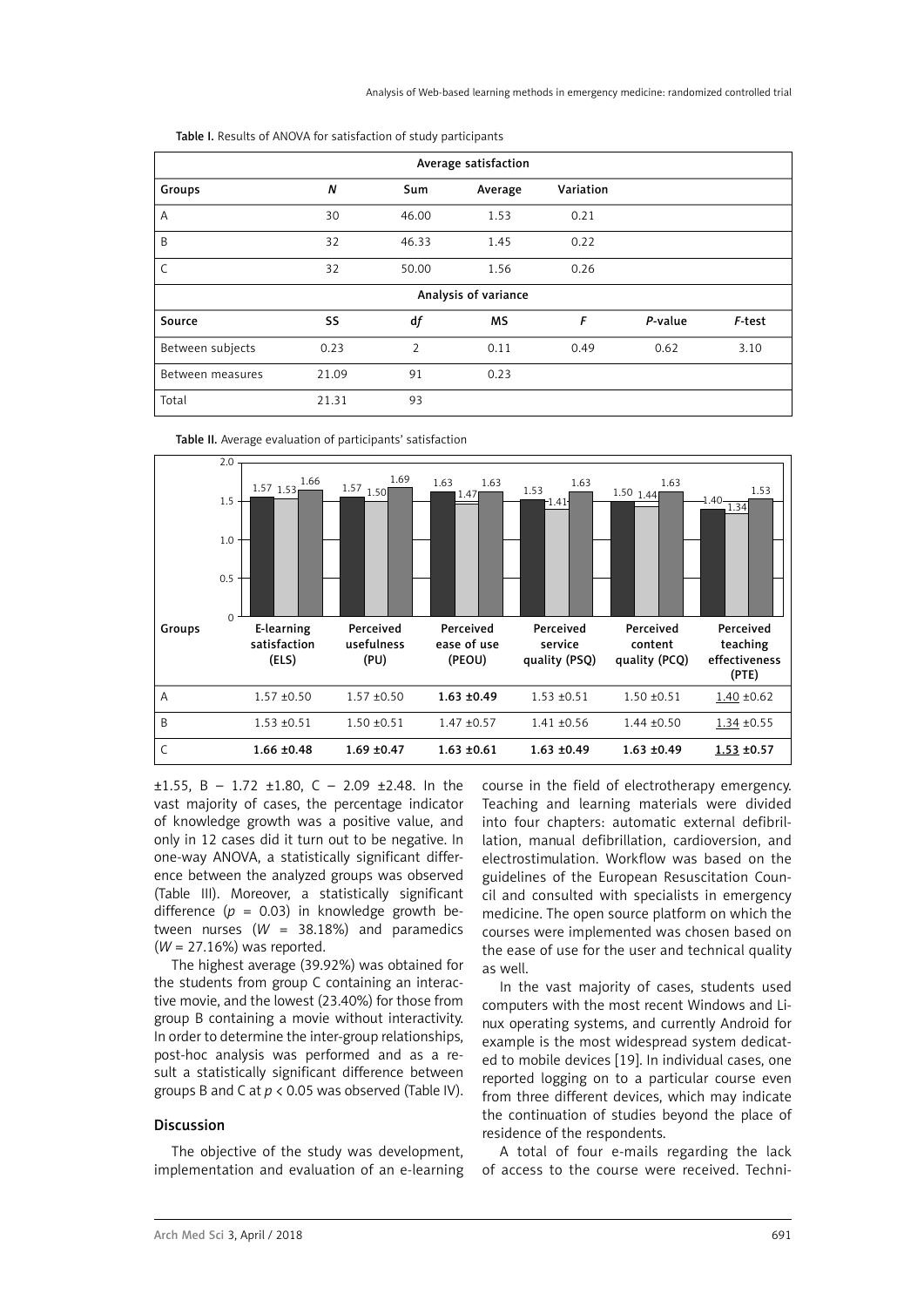Table I. Results of ANOVA for satisfaction of study participants

| Average satisfaction | | | | | | |
|---|---|---|---|---|---|---|
| Groups | *N* | Sum | Average | Variation | | |
| A | 30 | 46.00 | 1.53 | 0.21 | | |
| B | 32 | 46.33 | 1.45 | 0.22 | | |
| C | 32 | 50.00 | 1.56 | 0.26 | | |
| Analysis of variance | | | | | | |
| Source | SS | *df* | MS | *F* | *P*-value | *F*-test |
| Between subjects | 0.23 | 2 | 0.11 | 0.49 | 0.62 | 3.10 |
| Between measures | 21.09 | 91 | 0.23 | | | |
| Total | 21.31 | 93 | | | | |

Table II. Average evaluation of participants' satisfaction

| Groups | E-learning satisfaction (ELS) | Perceived usefulness (PU) | Perceived ease of use (PEOU) | Perceived service quality (PSQ) | Perceived content quality (PCQ) | Perceived teaching effectiveness (PTE) |
|---|---|---|---|---|---|---|
| A | 1.57 ±0.50 | 1.57 ±0.50 | **1.63 ±0.49** | 1.53 ±0.51 | 1.50 ±0.51 | 1.40 ±0.62 |
| B | 1.53 ±0.51 | 1.50 ±0.51 | 1.47 ±0.57 | 1.41 ±0.56 | 1.44 ±0.50 | 1.34 ±0.55 |
| C | **1.66 ±0.48** | **1.69 ±0.47** | **1.63 ±0.61** | **1.63 ±0.49** | **1.63 ±0.49** | **1.53 ±0.57** |

±1.55, B – 1.72 ±1.80, C – 2.09 ±2.48. In the vast majority of cases, the percentage indicator of knowledge growth was a positive value, and only in 12 cases did it turn out to be negative. In one-way ANOVA, a statistically significant difference between the analyzed groups was observed (Table III). Moreover, a statistically significant difference ($p = 0.03$) in knowledge growth between nurses ($W = 38.18\%$) and paramedics ($W = 27.16\%$) was reported.

The highest average (39.92%) was obtained for the students from group C containing an interactive movie, and the lowest (23.40%) for those from group B containing a movie without interactivity. In order to determine the inter-group relationships, post-hoc analysis was performed and as a result a statistically significant difference between groups B and C at $p < 0.05$ was observed (Table IV).

## Discussion

The objective of the study was development, implementation and evaluation of an e-learning course in the field of electrotherapy emergency. Teaching and learning materials were divided into four chapters: automatic external defibrillation, manual defibrillation, cardioversion, and electrostimulation. Workflow was based on the guidelines of the European Resuscitation Council and consulted with specialists in emergency medicine. The open source platform on which the courses were implemented was chosen based on the ease of use for the user and technical quality as well.

In the vast majority of cases, students used computers with the most recent Windows and Linux operating systems, and currently Android for example is the most widespread system dedicated to mobile devices [19]. In individual cases, one reported logging on to a particular course even from three different devices, which may indicate the continuation of studies beyond the place of residence of the respondents.

A total of four e-mails regarding the lack of access to the course were received. Techni-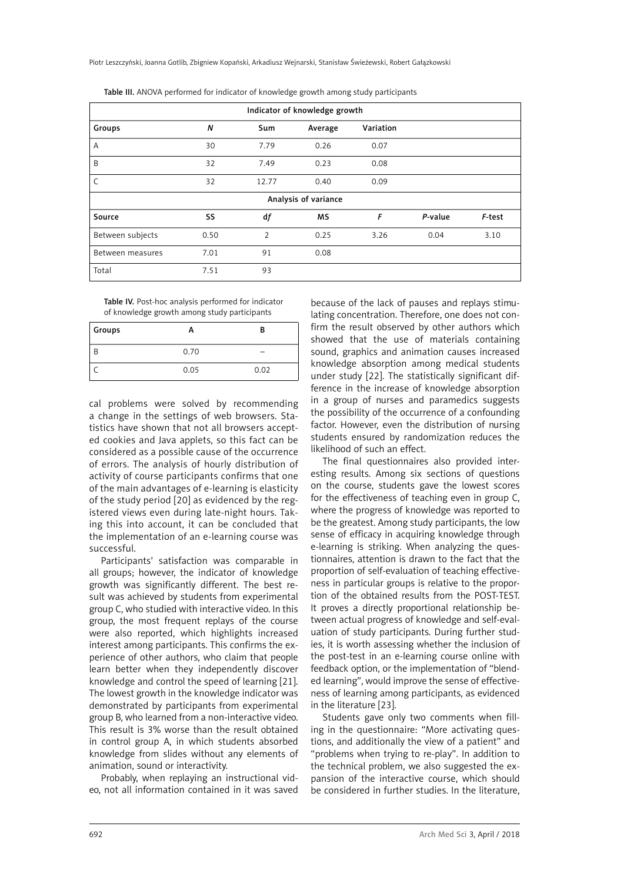Table III. ANOVA performed for indicator of knowledge growth among study participants

| Indicator of knowledge growth | | | | | | |
|---|---|---|---|---|---|---|
| Groups | *N* | Sum | Average | Variation | | |
| A | 30 | 7.79 | 0.26 | 0.07 | | |
| B | 32 | 7.49 | 0.23 | 0.08 | | |
| C | 32 | 12.77 | 0.40 | 0.09 | | |
| Analysis of variance | | | | | | |
| Source | SS | *df* | MS | *F* | *P*-value | *F*-test |
| Between subjects | 0.50 | 2 | 0.25 | 3.26 | 0.04 | 3.10 |
| Between measures | 7.01 | 91 | 0.08 | | | |
| Total | 7.51 | 93 | | | | |

Table IV. Post-hoc analysis performed for indicator of knowledge growth among study participants

| Groups | A | B |
|---|---|---|
| B | 0.70 | – |
| C | 0.05 | 0.02 |

cal problems were solved by recommending a change in the settings of web browsers. Statistics have shown that not all browsers accepted cookies and Java applets, so this fact can be considered as a possible cause of the occurrence of errors. The analysis of hourly distribution of activity of course participants confirms that one of the main advantages of e-learning is elasticity of the study period [20] as evidenced by the registered views even during late-night hours. Taking this into account, it can be concluded that the implementation of an e-learning course was successful.

Participants' satisfaction was comparable in all groups; however, the indicator of knowledge growth was significantly different. The best result was achieved by students from experimental group C, who studied with interactive video. In this group, the most frequent replays of the course were also reported, which highlights increased interest among participants. This confirms the experience of other authors, who claim that people learn better when they independently discover knowledge and control the speed of learning [21]. The lowest growth in the knowledge indicator was demonstrated by participants from experimental group B, who learned from a non-interactive video. This result is 3% worse than the result obtained in control group A, in which students absorbed knowledge from slides without any elements of animation, sound or interactivity.

Probably, when replaying an instructional video, not all information contained in it was saved because of the lack of pauses and replays stimulating concentration. Therefore, one does not confirm the result observed by other authors which showed that the use of materials containing sound, graphics and animation causes increased knowledge absorption among medical students under study [22]. The statistically significant difference in the increase of knowledge absorption in a group of nurses and paramedics suggests the possibility of the occurrence of a confounding factor. However, even the distribution of nursing students ensured by randomization reduces the likelihood of such an effect.

The final questionnaires also provided interesting results. Among six sections of questions on the course, students gave the lowest scores for the effectiveness of teaching even in group C, where the progress of knowledge was reported to be the greatest. Among study participants, the low sense of efficacy in acquiring knowledge through e-learning is striking. When analyzing the questionnaires, attention is drawn to the fact that the proportion of self-evaluation of teaching effectiveness in particular groups is relative to the proportion of the obtained results from the POST-TEST. It proves a directly proportional relationship between actual progress of knowledge and self-evaluation of study participants. During further studies, it is worth assessing whether the inclusion of the post-test in an e-learning course online with feedback option, or the implementation of "blended learning", would improve the sense of effectiveness of learning among participants, as evidenced in the literature [23].

Students gave only two comments when filling in the questionnaire: "More activating questions, and additionally the view of a patient" and "problems when trying to re-play". In addition to the technical problem, we also suggested the expansion of the interactive course, which should be considered in further studies. In the literature,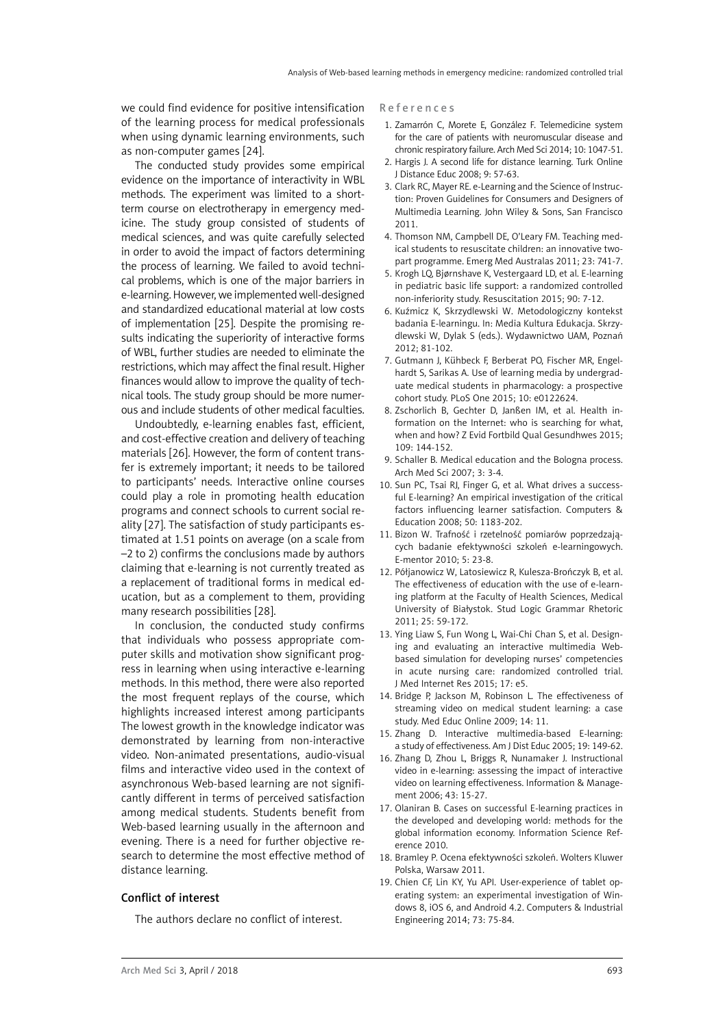we could find evidence for positive intensification of the learning process for medical professionals when using dynamic learning environments, such as non-computer games [24].

The conducted study provides some empirical evidence on the importance of interactivity in WBL methods. The experiment was limited to a short-term course on electrotherapy in emergency medicine. The study group consisted of students of medical sciences, and was quite carefully selected in order to avoid the impact of factors determining the process of learning. We failed to avoid technical problems, which is one of the major barriers in e-learning. However, we implemented well-designed and standardized educational material at low costs of implementation [25]. Despite the promising results indicating the superiority of interactive forms of WBL, further studies are needed to eliminate the restrictions, which may affect the final result. Higher finances would allow to improve the quality of technical tools. The study group should be more numerous and include students of other medical faculties.

Undoubtedly, e-learning enables fast, efficient, and cost-effective creation and delivery of teaching materials [26]. However, the form of content transfer is extremely important; it needs to be tailored to participants' needs. Interactive online courses could play a role in promoting health education programs and connect schools to current social reality [27]. The satisfaction of study participants estimated at 1.51 points on average (on a scale from –2 to 2) confirms the conclusions made by authors claiming that e-learning is not currently treated as a replacement of traditional forms in medical education, but as a complement to them, providing many research possibilities [28].

In conclusion, the conducted study confirms that individuals who possess appropriate computer skills and motivation show significant progress in learning when using interactive e-learning methods. In this method, there were also reported the most frequent replays of the course, which highlights increased interest among participants The lowest growth in the knowledge indicator was demonstrated by learning from non-interactive video. Non-animated presentations, audio-visual films and interactive video used in the context of asynchronous Web-based learning are not significantly different in terms of perceived satisfaction among medical students. Students benefit from Web-based learning usually in the afternoon and evening. There is a need for further objective research to determine the most effective method of distance learning.

### Conflict of interest

The authors declare no conflict of interest.

### References

1. Zamarrón C, Morete E, González F. Telemedicine system for the care of patients with neuromuscular disease and chronic respiratory failure. Arch Med Sci 2014; 10: 1047-51.
2. Hargis J. A second life for distance learning. Turk Online J Distance Educ 2008; 9: 57-63.
3. Clark RC, Mayer RE. e-Learning and the Science of Instruction: Proven Guidelines for Consumers and Designers of Multimedia Learning. John Wiley & Sons, San Francisco 2011.
4. Thomson NM, Campbell DE, O'Leary FM. Teaching medical students to resuscitate children: an innovative two-part programme. Emerg Med Australas 2011; 23: 741-7.
5. Krogh LQ, Bjørnshave K, Vestergaard LD, et al. E-learning in pediatric basic life support: a randomized controlled non-inferiority study. Resuscitation 2015; 90: 7-12.
6. Kuźmicz K, Skrzydlewski W. Metodologiczny kontekst badania E-learningu. In: Media Kultura Edukacja. Skrzydlewski W, Dylak S (eds.). Wydawnictwo UAM, Poznań 2012; 81-102.
7. Gutmann J, Kühbeck F, Berberat PO, Fischer MR, Engelhardt S, Sarikas A. Use of learning media by undergraduate medical students in pharmacology: a prospective cohort study. PLoS One 2015; 10: e0122624.
8. Zschorlich B, Gechter D, Janßen IM, et al. Health information on the Internet: who is searching for what, when and how? Z Evid Fortbild Qual Gesundhwes 2015; 109: 144-152.
9. Schaller B. Medical education and the Bologna process. Arch Med Sci 2007; 3: 3-4.
10. Sun PC, Tsai RJ, Finger G, et al. What drives a successful E-learning? An empirical investigation of the critical factors influencing learner satisfaction. Computers & Education 2008; 50: 1183-202.
11. Bizon W. Trafność i rzetelność pomiarów poprzedzających badanie efektywności szkoleń e-learningowych. E-mentor 2010; 5: 23-8.
12. Półjanowicz W, Latosiewicz R, Kulesza-Brończyk B, et al. The effectiveness of education with the use of e-learning platform at the Faculty of Health Sciences, Medical University of Białystok. Stud Logic Grammar Rhetoric 2011; 25: 59-172.
13. Ying Liaw S, Fun Wong L, Wai-Chi Chan S, et al. Designing and evaluating an interactive multimedia Web-based simulation for developing nurses' competencies in acute nursing care: randomized controlled trial. J Med Internet Res 2015; 17: e5.
14. Bridge P, Jackson M, Robinson L. The effectiveness of streaming video on medical student learning: a case study. Med Educ Online 2009; 14: 11.
15. Zhang D. Interactive multimedia-based E-learning: a study of effectiveness. Am J Dist Educ 2005; 19: 149-62.
16. Zhang D, Zhou L, Briggs R, Nunamaker J. Instructional video in e-learning: assessing the impact of interactive video on learning effectiveness. Information & Management 2006; 43: 15-27.
17. Olaniran B. Cases on successful E-learning practices in the developed and developing world: methods for the global information economy. Information Science Reference 2010.
18. Bramley P. Ocena efektywności szkoleń. Wolters Kluwer Polska, Warsaw 2011.
19. Chien CF, Lin KY, Yu API. User-experience of tablet operating system: an experimental investigation of Windows 8, iOS 6, and Android 4.2. Computers & Industrial Engineering 2014; 73: 75-84.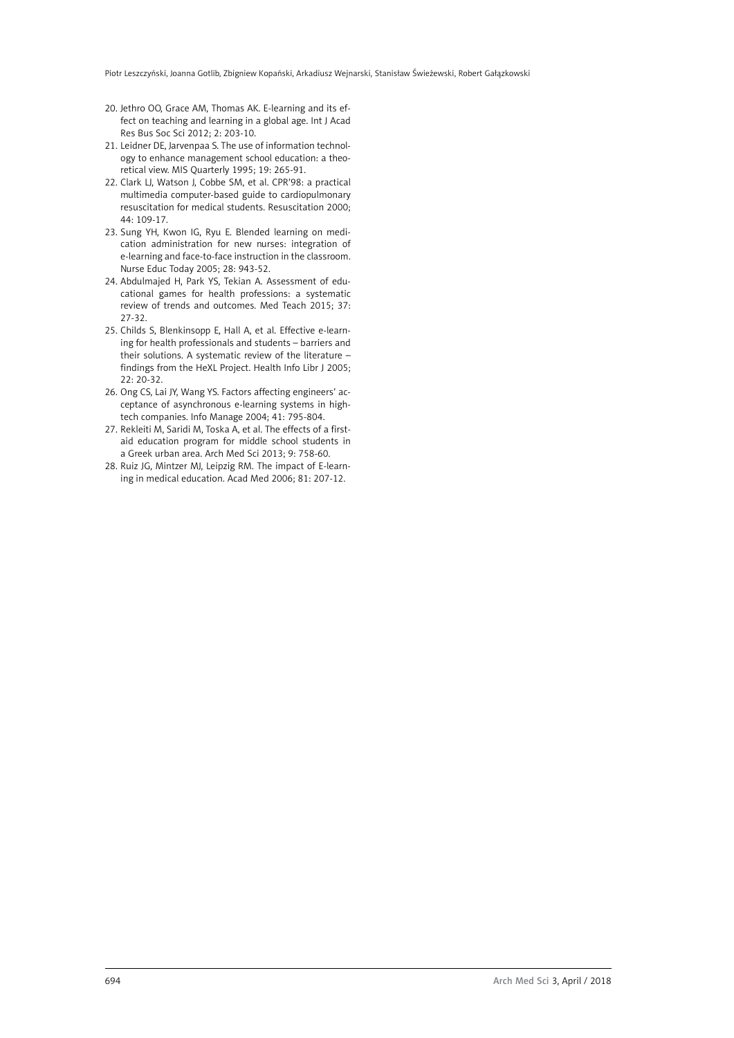20. Jethro OO, Grace AM, Thomas AK. E-learning and its effect on teaching and learning in a global age. Int J Acad Res Bus Soc Sci 2012; 2: 203-10.
21. Leidner DE, Jarvenpaa S. The use of information technology to enhance management school education: a theoretical view. MIS Quarterly 1995; 19: 265-91.
22. Clark LJ, Watson J, Cobbe SM, et al. CPR'98: a practical multimedia computer-based guide to cardiopulmonary resuscitation for medical students. Resuscitation 2000; 44: 109-17.
23. Sung YH, Kwon IG, Ryu E. Blended learning on medication administration for new nurses: integration of e-learning and face-to-face instruction in the classroom. Nurse Educ Today 2005; 28: 943-52.
24. Abdulmajed H, Park YS, Tekian A. Assessment of educational games for health professions: a systematic review of trends and outcomes. Med Teach 2015; 37: 27-32.
25. Childs S, Blenkinsopp E, Hall A, et al. Effective e-learning for health professionals and students – barriers and their solutions. A systematic review of the literature – findings from the HeXL Project. Health Info Libr J 2005; 22: 20-32.
26. Ong CS, Lai JY, Wang YS. Factors affecting engineers' acceptance of asynchronous e-learning systems in high-tech companies. Info Manage 2004; 41: 795-804.
27. Rekleiti M, Saridi M, Toska A, et al. The effects of a first-aid education program for middle school students in a Greek urban area. Arch Med Sci 2013; 9: 758-60.
28. Ruiz JG, Mintzer MJ, Leipzig RM. The impact of E-learning in medical education. Acad Med 2006; 81: 207-12.